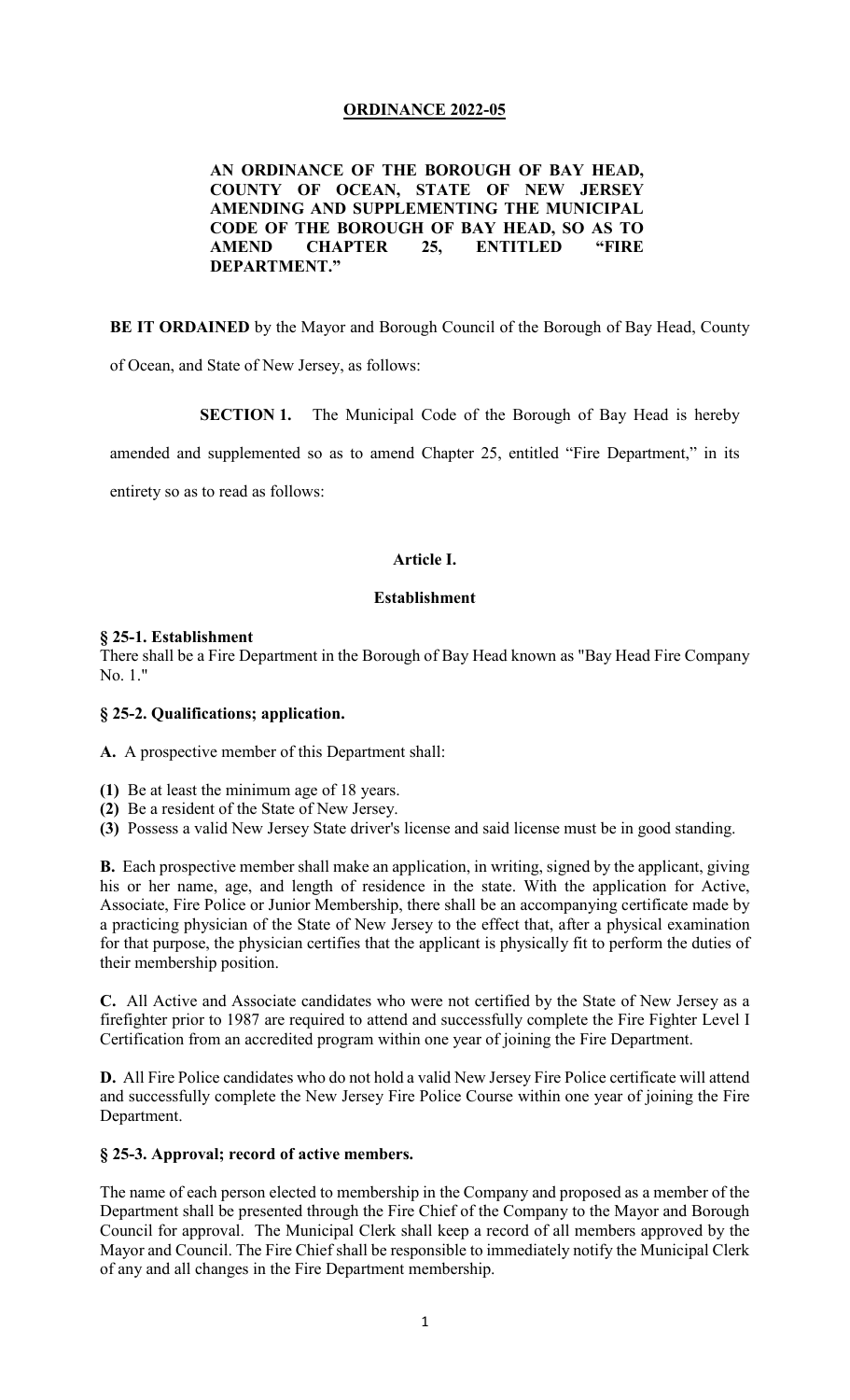**ORDINANCE 2022-05**

**AN ORDINANCE OF THE BOROUGH OF BAY HEAD, COUNTY OF OCEAN, STATE OF NEW JERSEY AMENDING AND SUPPLEMENTING THE MUNICIPAL CODE OF THE BOROUGH OF BAY HEAD, SO AS TO AMEND CHAPTER 25, ENTITLED "FIRE DEPARTMENT."**

**BE IT ORDAINED** by the Mayor and Borough Council of the Borough of Bay Head, County of Ocean, and State of New Jersey, as follows:

**SECTION 1.** The Municipal Code of the Borough of Bay Head is hereby amended and supplemented so as to amend Chapter 25, entitled "Fire Department," in its entirety so as to read as follows:

## Article I.

## Establishment

### § 25-1. Establishment

There shall be a Fire Department in the Borough of Bay Head known as "Bay Head Fire Company No. 1."

### § 25-2. Qualifications; application.

**A.** A prospective member of this Department shall:

**(1)** Be at least the minimum age of 18 years.
**(2)** Be a resident of the State of New Jersey.
**(3)** Possess a valid New Jersey State driver's license and said license must be in good standing.

**B.** Each prospective member shall make an application, in writing, signed by the applicant, giving his or her name, age, and length of residence in the state. With the application for Active, Associate, Fire Police or Junior Membership, there shall be an accompanying certificate made by a practicing physician of the State of New Jersey to the effect that, after a physical examination for that purpose, the physician certifies that the applicant is physically fit to perform the duties of their membership position.

**C.** All Active and Associate candidates who were not certified by the State of New Jersey as a firefighter prior to 1987 are required to attend and successfully complete the Fire Fighter Level I Certification from an accredited program within one year of joining the Fire Department.

**D.** All Fire Police candidates who do not hold a valid New Jersey Fire Police certificate will attend and successfully complete the New Jersey Fire Police Course within one year of joining the Fire Department.

### § 25-3. Approval; record of active members.

The name of each person elected to membership in the Company and proposed as a member of the Department shall be presented through the Fire Chief of the Company to the Mayor and Borough Council for approval. The Municipal Clerk shall keep a record of all members approved by the Mayor and Council. The Fire Chief shall be responsible to immediately notify the Municipal Clerk of any and all changes in the Fire Department membership.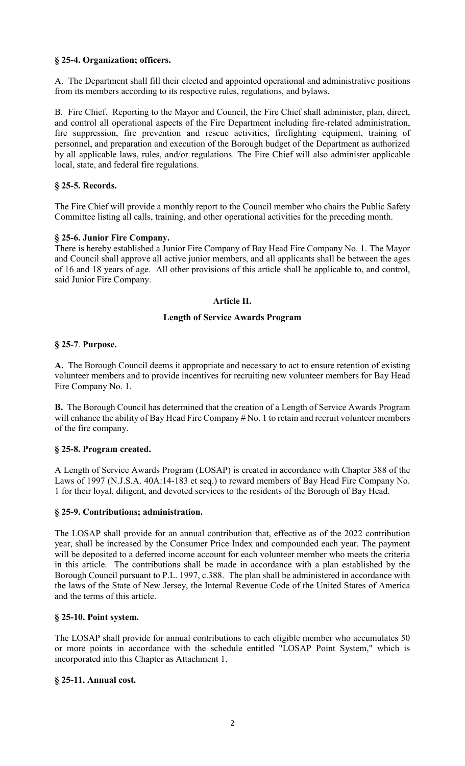### § 25-4. Organization; officers.

A. The Department shall fill their elected and appointed operational and administrative positions from its members according to its respective rules, regulations, and bylaws.

B. Fire Chief. Reporting to the Mayor and Council, the Fire Chief shall administer, plan, direct, and control all operational aspects of the Fire Department including fire-related administration, fire suppression, fire prevention and rescue activities, firefighting equipment, training of personnel, and preparation and execution of the Borough budget of the Department as authorized by all applicable laws, rules, and/or regulations. The Fire Chief will also administer applicable local, state, and federal fire regulations.

### § 25-5. Records.

The Fire Chief will provide a monthly report to the Council member who chairs the Public Safety Committee listing all calls, training, and other operational activities for the preceding month.

### § 25-6. Junior Fire Company.

There is hereby established a Junior Fire Company of Bay Head Fire Company No. 1. The Mayor and Council shall approve all active junior members, and all applicants shall be between the ages of 16 and 18 years of age. All other provisions of this article shall be applicable to, and control, said Junior Fire Company.

## Article II.

## Length of Service Awards Program

### § 25-7. Purpose.

**A.** The Borough Council deems it appropriate and necessary to act to ensure retention of existing volunteer members and to provide incentives for recruiting new volunteer members for Bay Head Fire Company No. 1.

**B.** The Borough Council has determined that the creation of a Length of Service Awards Program will enhance the ability of Bay Head Fire Company # No. 1 to retain and recruit volunteer members of the fire company.

### § 25-8. Program created.

A Length of Service Awards Program (LOSAP) is created in accordance with Chapter 388 of the Laws of 1997 (N.J.S.A. 40A:14-183 et seq.) to reward members of Bay Head Fire Company No. 1 for their loyal, diligent, and devoted services to the residents of the Borough of Bay Head.

### § 25-9. Contributions; administration.

The LOSAP shall provide for an annual contribution that, effective as of the 2022 contribution year, shall be increased by the Consumer Price Index and compounded each year. The payment will be deposited to a deferred income account for each volunteer member who meets the criteria in this article. The contributions shall be made in accordance with a plan established by the Borough Council pursuant to P.L. 1997, c.388. The plan shall be administered in accordance with the laws of the State of New Jersey, the Internal Revenue Code of the United States of America and the terms of this article.

### § 25-10. Point system.

The LOSAP shall provide for annual contributions to each eligible member who accumulates 50 or more points in accordance with the schedule entitled "LOSAP Point System," which is incorporated into this Chapter as Attachment 1.

### § 25-11. Annual cost.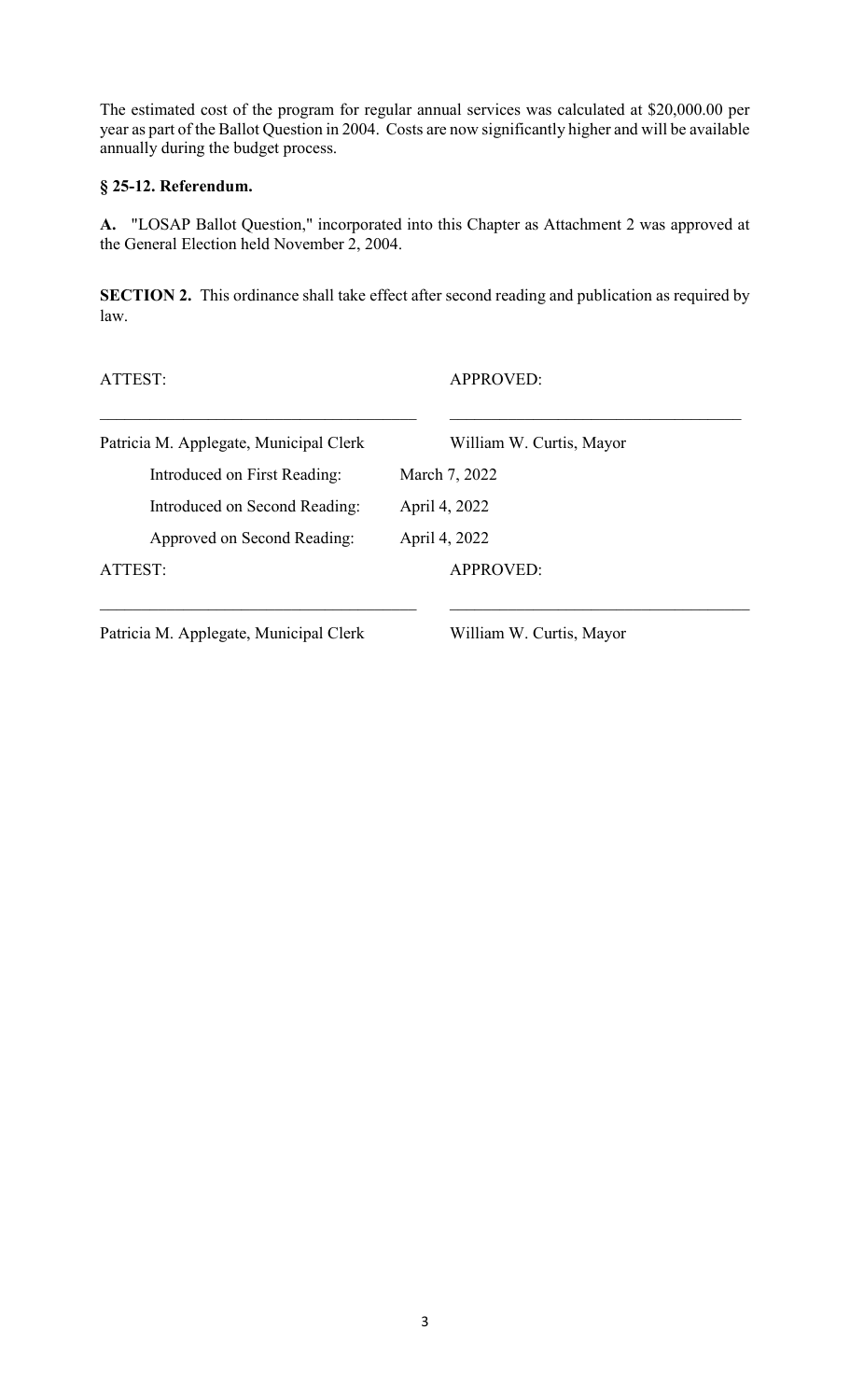The estimated cost of the program for regular annual services was calculated at $20,000.00 per year as part of the Ballot Question in 2004. Costs are now significantly higher and will be available annually during the budget process.

**§ 25-12. Referendum.**

**A.** "LOSAP Ballot Question," incorporated into this Chapter as Attachment 2 was approved at the General Election held November 2, 2004.

**SECTION 2.** This ordinance shall take effect after second reading and publication as required by law.

ATTEST: APPROVED:

\_\_\_\_\_\_\_\_\_\_\_\_\_\_\_\_\_\_\_\_\_\_\_\_\_\_\_\_\_\_\_\_\_\_\_\_\_ \_\_\_\_\_\_\_\_\_\_\_\_\_\_\_\_\_\_\_\_\_\_\_\_\_\_\_\_\_\_\_\_\_\_\_\_\_

Patricia M. Applegate, Municipal Clerk William W. Curtis, Mayor

| | |
|---|---|
| Introduced on First Reading: | March 7, 2022 |
| Introduced on Second Reading: | April 4, 2022 |
| Approved on Second Reading: | April 4, 2022 |

ATTEST: APPROVED:

\_\_\_\_\_\_\_\_\_\_\_\_\_\_\_\_\_\_\_\_\_\_\_\_\_\_\_\_\_\_\_\_\_\_\_\_\_ \_\_\_\_\_\_\_\_\_\_\_\_\_\_\_\_\_\_\_\_\_\_\_\_\_\_\_\_\_\_\_\_\_\_\_\_\_

Patricia M. Applegate, Municipal Clerk William W. Curtis, Mayor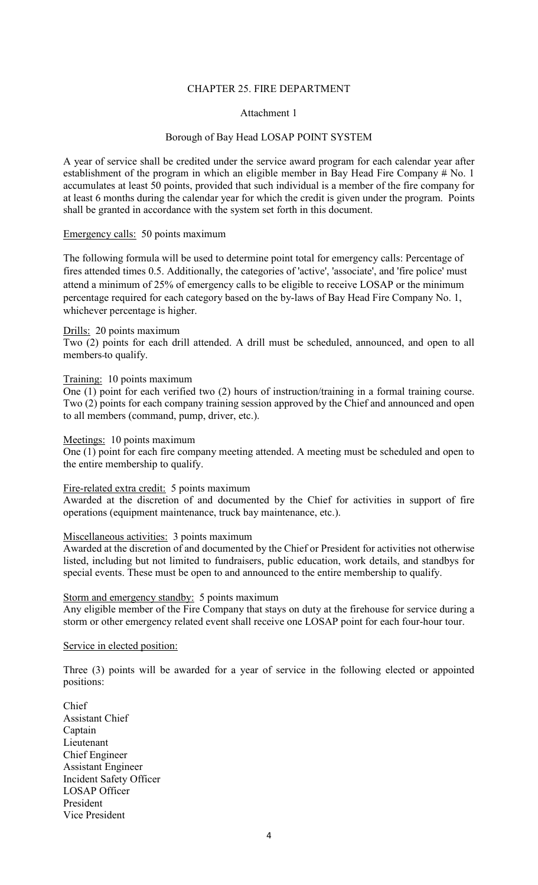# CHAPTER 25. FIRE DEPARTMENT

## Attachment 1

## Borough of Bay Head LOSAP POINT SYSTEM

A year of service shall be credited under the service award program for each calendar year after establishment of the program in which an eligible member in Bay Head Fire Company # No. 1 accumulates at least 50 points, provided that such individual is a member of the fire company for at least 6 months during the calendar year for which the credit is given under the program. Points shall be granted in accordance with the system set forth in this document.

Emergency calls: 50 points maximum

The following formula will be used to determine point total for emergency calls: Percentage of fires attended times 0.5. Additionally, the categories of 'active', 'associate', and 'fire police' must attend a minimum of 25% of emergency calls to be eligible to receive LOSAP or the minimum percentage required for each category based on the by-laws of Bay Head Fire Company No. 1, whichever percentage is higher.

Drills: 20 points maximum
Two (2) points for each drill attended. A drill must be scheduled, announced, and open to all members to qualify.

Training: 10 points maximum
One (1) point for each verified two (2) hours of instruction/training in a formal training course. Two (2) points for each company training session approved by the Chief and announced and open to all members (command, pump, driver, etc.).

Meetings: 10 points maximum
One (1) point for each fire company meeting attended. A meeting must be scheduled and open to the entire membership to qualify.

Fire-related extra credit: 5 points maximum
Awarded at the discretion of and documented by the Chief for activities in support of fire operations (equipment maintenance, truck bay maintenance, etc.).

Miscellaneous activities: 3 points maximum
Awarded at the discretion of and documented by the Chief or President for activities not otherwise listed, including but not limited to fundraisers, public education, work details, and standbys for special events. These must be open to and announced to the entire membership to qualify.

Storm and emergency standby: 5 points maximum
Any eligible member of the Fire Company that stays on duty at the firehouse for service during a storm or other emergency related event shall receive one LOSAP point for each four-hour tour.

Service in elected position:

Three (3) points will be awarded for a year of service in the following elected or appointed positions:

Chief
Assistant Chief
Captain
Lieutenant
Chief Engineer
Assistant Engineer
Incident Safety Officer
LOSAP Officer
President
Vice President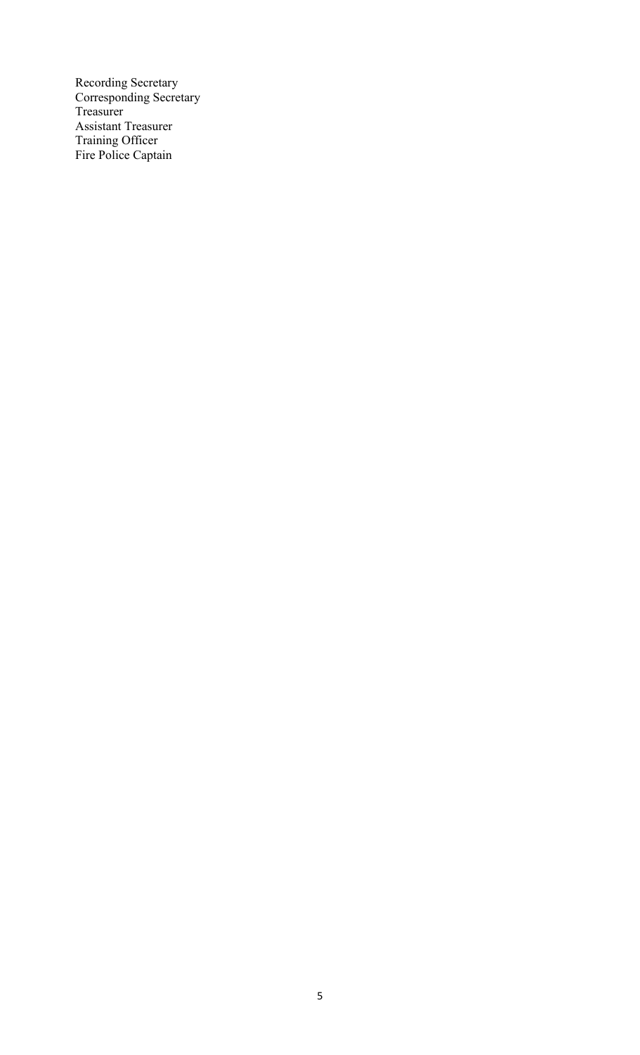Recording Secretary
Corresponding Secretary
Treasurer
Assistant Treasurer
Training Officer
Fire Police Captain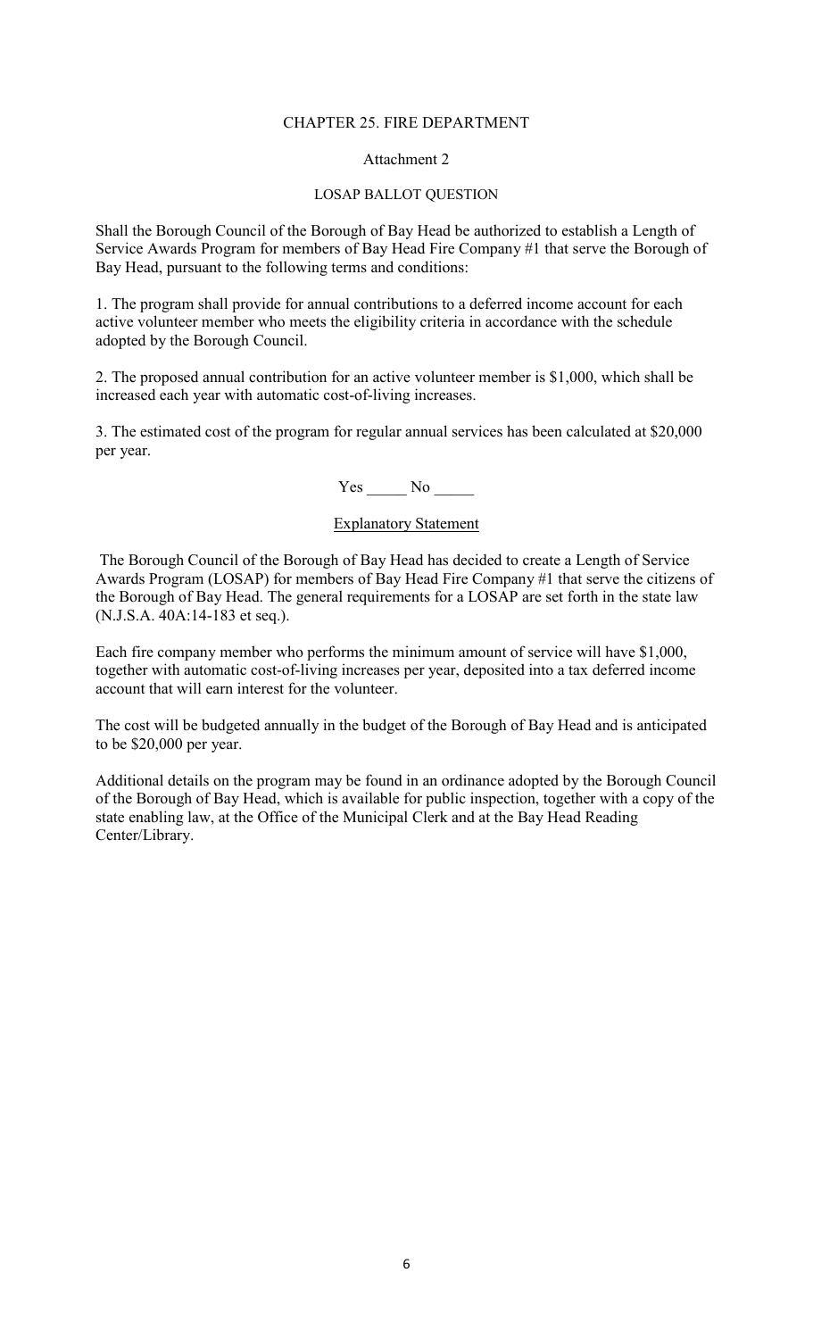# CHAPTER 25. FIRE DEPARTMENT

## Attachment 2

### LOSAP BALLOT QUESTION

Shall the Borough Council of the Borough of Bay Head be authorized to establish a Length of Service Awards Program for members of Bay Head Fire Company #1 that serve the Borough of Bay Head, pursuant to the following terms and conditions:

1. The program shall provide for annual contributions to a deferred income account for each active volunteer member who meets the eligibility criteria in accordance with the schedule adopted by the Borough Council.

2. The proposed annual contribution for an active volunteer member is $1,000, which shall be increased each year with automatic cost-of-living increases.

3. The estimated cost of the program for regular annual services has been calculated at $20,000 per year.

Yes _____ No _____

<u>Explanatory Statement</u>

The Borough Council of the Borough of Bay Head has decided to create a Length of Service Awards Program (LOSAP) for members of Bay Head Fire Company #1 that serve the citizens of the Borough of Bay Head. The general requirements for a LOSAP are set forth in the state law (N.J.S.A. 40A:14-183 et seq.).

Each fire company member who performs the minimum amount of service will have $1,000, together with automatic cost-of-living increases per year, deposited into a tax deferred income account that will earn interest for the volunteer.

The cost will be budgeted annually in the budget of the Borough of Bay Head and is anticipated to be $20,000 per year.

Additional details on the program may be found in an ordinance adopted by the Borough Council of the Borough of Bay Head, which is available for public inspection, together with a copy of the state enabling law, at the Office of the Municipal Clerk and at the Bay Head Reading Center/Library.